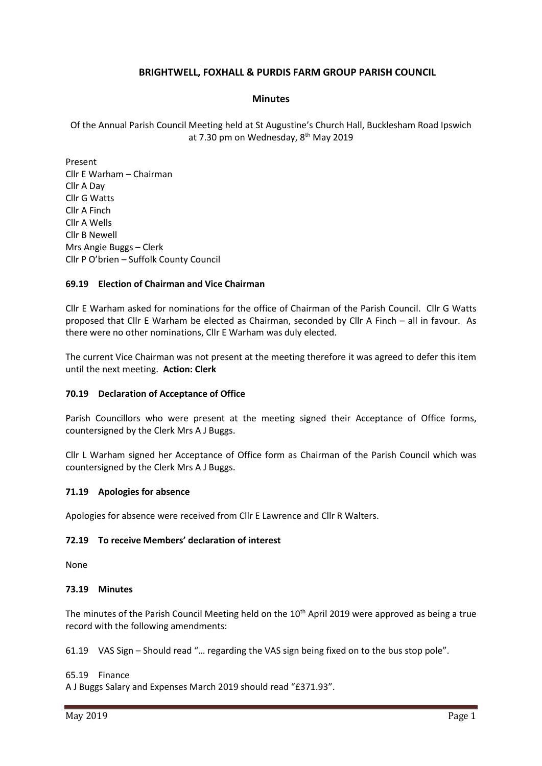# BRIGHTWELL, FOXHALL & PURDIS FARM GROUP PARISH COUNCIL

## Minutes

Of the Annual Parish Council Meeting held at St Augustine's Church Hall, Bucklesham Road Ipswich at 7.30 pm on Wednesday, 8th May 2019

Present
Cllr E Warham – Chairman
Cllr A Day
Cllr G Watts
Cllr A Finch
Cllr A Wells
Cllr B Newell
Mrs Angie Buggs – Clerk
Cllr P O'brien – Suffolk County Council

### 69.19 Election of Chairman and Vice Chairman

Cllr E Warham asked for nominations for the office of Chairman of the Parish Council. Cllr G Watts proposed that Cllr E Warham be elected as Chairman, seconded by Cllr A Finch – all in favour. As there were no other nominations, Cllr E Warham was duly elected.

The current Vice Chairman was not present at the meeting therefore it was agreed to defer this item until the next meeting. **Action: Clerk**

### 70.19 Declaration of Acceptance of Office

Parish Councillors who were present at the meeting signed their Acceptance of Office forms, countersigned by the Clerk Mrs A J Buggs.

Cllr L Warham signed her Acceptance of Office form as Chairman of the Parish Council which was countersigned by the Clerk Mrs A J Buggs.

### 71.19 Apologies for absence

Apologies for absence were received from Cllr E Lawrence and Cllr R Walters.

### 72.19 To receive Members' declaration of interest

None

### 73.19 Minutes

The minutes of the Parish Council Meeting held on the 10th April 2019 were approved as being a true record with the following amendments:

61.19 VAS Sign – Should read "… regarding the VAS sign being fixed on to the bus stop pole".

65.19 Finance
A J Buggs Salary and Expenses March 2019 should read "£371.93".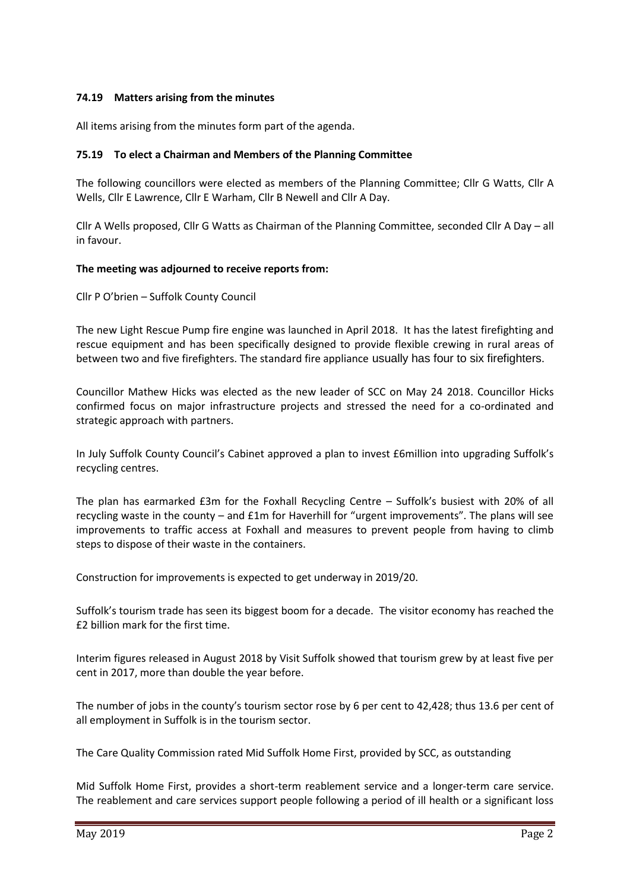### 74.19 Matters arising from the minutes

All items arising from the minutes form part of the agenda.

### 75.19 To elect a Chairman and Members of the Planning Committee

The following councillors were elected as members of the Planning Committee; Cllr G Watts, Cllr A Wells, Cllr E Lawrence, Cllr E Warham, Cllr B Newell and Cllr A Day.

Cllr A Wells proposed, Cllr G Watts as Chairman of the Planning Committee, seconded Cllr A Day – all in favour.

**The meeting was adjourned to receive reports from:**

Cllr P O'brien – Suffolk County Council

The new Light Rescue Pump fire engine was launched in April 2018. It has the latest firefighting and rescue equipment and has been specifically designed to provide flexible crewing in rural areas of between two and five firefighters. The standard fire appliance usually has four to six firefighters.

Councillor Mathew Hicks was elected as the new leader of SCC on May 24 2018. Councillor Hicks confirmed focus on major infrastructure projects and stressed the need for a co-ordinated and strategic approach with partners.

In July Suffolk County Council's Cabinet approved a plan to invest £6million into upgrading Suffolk's recycling centres.

The plan has earmarked £3m for the Foxhall Recycling Centre – Suffolk's busiest with 20% of all recycling waste in the county – and £1m for Haverhill for "urgent improvements". The plans will see improvements to traffic access at Foxhall and measures to prevent people from having to climb steps to dispose of their waste in the containers.

Construction for improvements is expected to get underway in 2019/20.

Suffolk's tourism trade has seen its biggest boom for a decade. The visitor economy has reached the £2 billion mark for the first time.

Interim figures released in August 2018 by Visit Suffolk showed that tourism grew by at least five per cent in 2017, more than double the year before.

The number of jobs in the county's tourism sector rose by 6 per cent to 42,428; thus 13.6 per cent of all employment in Suffolk is in the tourism sector.

The Care Quality Commission rated Mid Suffolk Home First, provided by SCC, as outstanding

Mid Suffolk Home First, provides a short-term reablement service and a longer-term care service. The reablement and care services support people following a period of ill health or a significant loss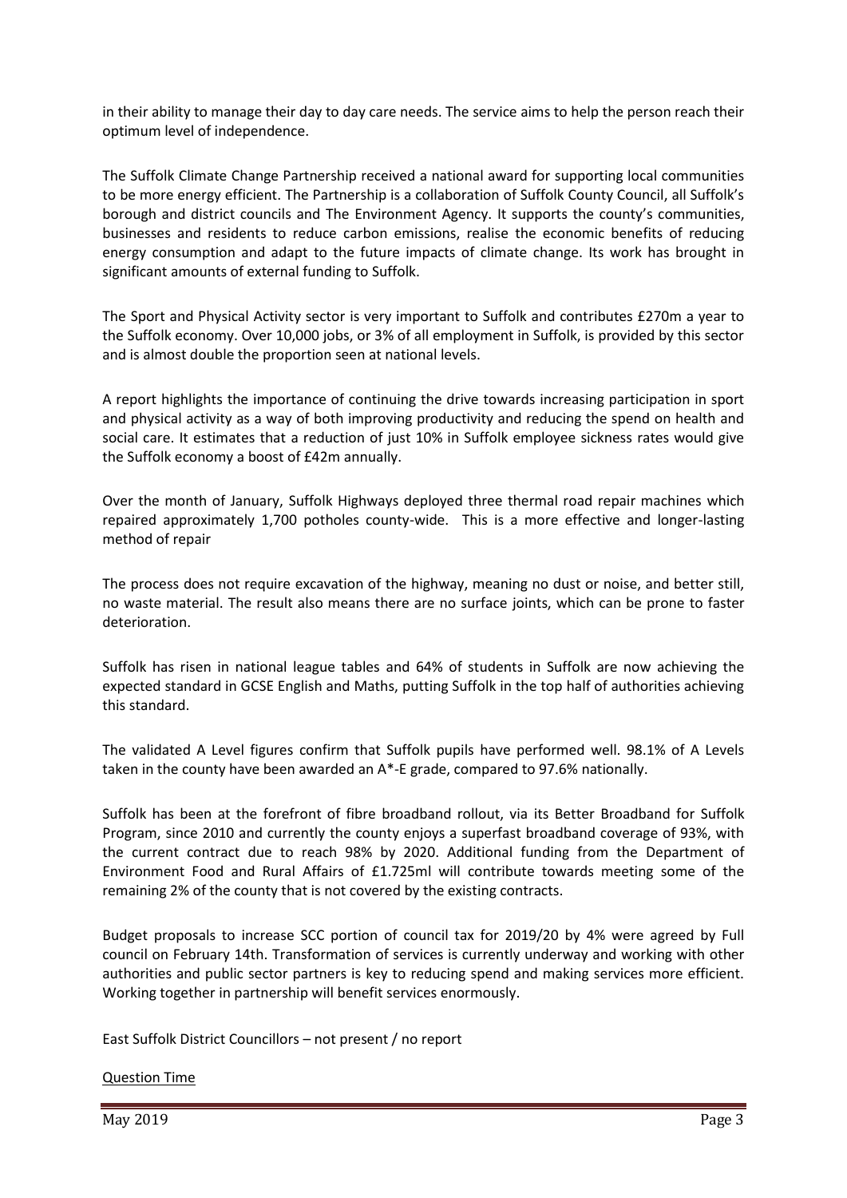in their ability to manage their day to day care needs. The service aims to help the person reach their optimum level of independence.

The Suffolk Climate Change Partnership received a national award for supporting local communities to be more energy efficient. The Partnership is a collaboration of Suffolk County Council, all Suffolk's borough and district councils and The Environment Agency. It supports the county's communities, businesses and residents to reduce carbon emissions, realise the economic benefits of reducing energy consumption and adapt to the future impacts of climate change. Its work has brought in significant amounts of external funding to Suffolk.

The Sport and Physical Activity sector is very important to Suffolk and contributes £270m a year to the Suffolk economy. Over 10,000 jobs, or 3% of all employment in Suffolk, is provided by this sector and is almost double the proportion seen at national levels.

A report highlights the importance of continuing the drive towards increasing participation in sport and physical activity as a way of both improving productivity and reducing the spend on health and social care. It estimates that a reduction of just 10% in Suffolk employee sickness rates would give the Suffolk economy a boost of £42m annually.

Over the month of January, Suffolk Highways deployed three thermal road repair machines which repaired approximately 1,700 potholes county-wide. This is a more effective and longer-lasting method of repair

The process does not require excavation of the highway, meaning no dust or noise, and better still, no waste material. The result also means there are no surface joints, which can be prone to faster deterioration.

Suffolk has risen in national league tables and 64% of students in Suffolk are now achieving the expected standard in GCSE English and Maths, putting Suffolk in the top half of authorities achieving this standard.

The validated A Level figures confirm that Suffolk pupils have performed well. 98.1% of A Levels taken in the county have been awarded an A*-E grade, compared to 97.6% nationally.

Suffolk has been at the forefront of fibre broadband rollout, via its Better Broadband for Suffolk Program, since 2010 and currently the county enjoys a superfast broadband coverage of 93%, with the current contract due to reach 98% by 2020. Additional funding from the Department of Environment Food and Rural Affairs of £1.725ml will contribute towards meeting some of the remaining 2% of the county that is not covered by the existing contracts.

Budget proposals to increase SCC portion of council tax for 2019/20 by 4% were agreed by Full council on February 14th. Transformation of services is currently underway and working with other authorities and public sector partners is key to reducing spend and making services more efficient. Working together in partnership will benefit services enormously.

East Suffolk District Councillors – not present / no report

Question Time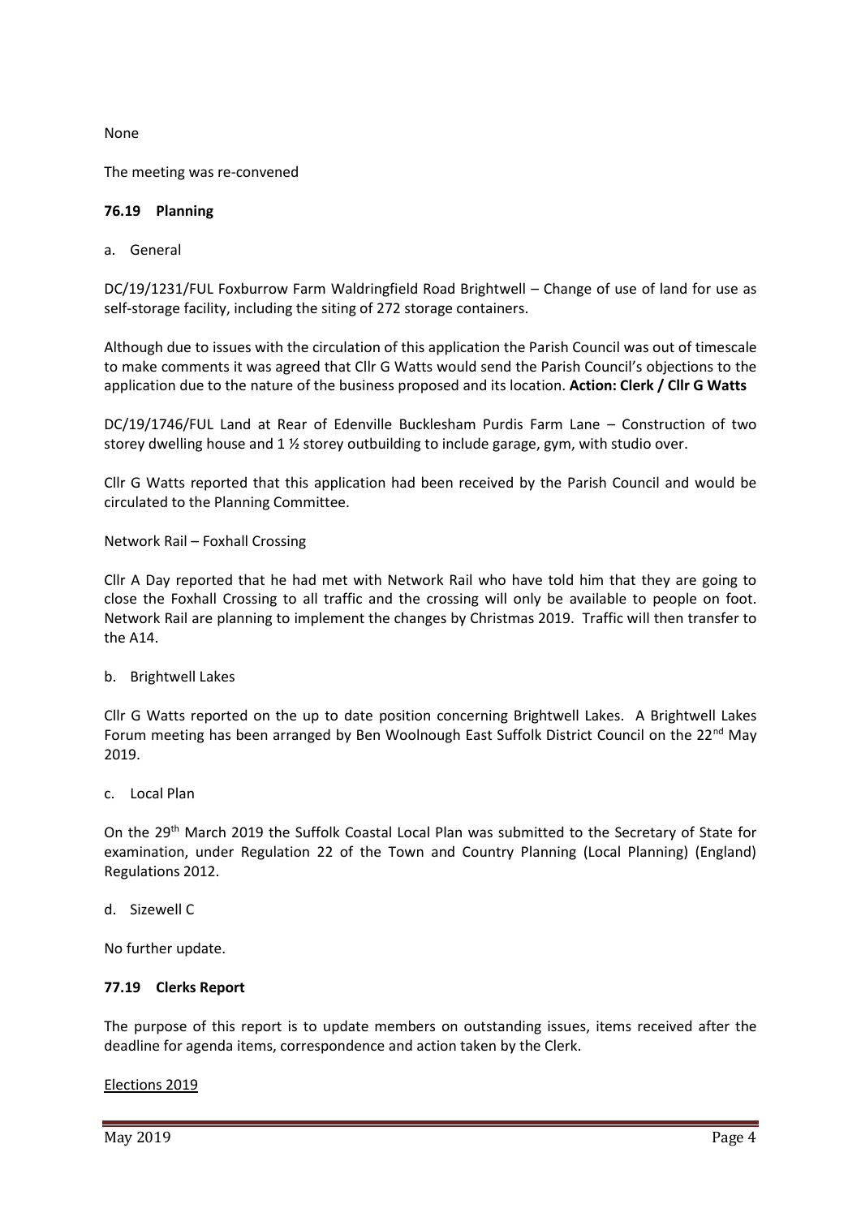None

The meeting was re-convened

### 76.19 Planning

a. General

DC/19/1231/FUL Foxburrow Farm Waldringfield Road Brightwell – Change of use of land for use as self-storage facility, including the siting of 272 storage containers.

Although due to issues with the circulation of this application the Parish Council was out of timescale to make comments it was agreed that Cllr G Watts would send the Parish Council's objections to the application due to the nature of the business proposed and its location. **Action: Clerk / Cllr G Watts**

DC/19/1746/FUL Land at Rear of Edenville Bucklesham Purdis Farm Lane – Construction of two storey dwelling house and 1 ½ storey outbuilding to include garage, gym, with studio over.

Cllr G Watts reported that this application had been received by the Parish Council and would be circulated to the Planning Committee.

Network Rail – Foxhall Crossing

Cllr A Day reported that he had met with Network Rail who have told him that they are going to close the Foxhall Crossing to all traffic and the crossing will only be available to people on foot. Network Rail are planning to implement the changes by Christmas 2019. Traffic will then transfer to the A14.

b. Brightwell Lakes

Cllr G Watts reported on the up to date position concerning Brightwell Lakes. A Brightwell Lakes Forum meeting has been arranged by Ben Woolnough East Suffolk District Council on the 22nd May 2019.

c. Local Plan

On the 29th March 2019 the Suffolk Coastal Local Plan was submitted to the Secretary of State for examination, under Regulation 22 of the Town and Country Planning (Local Planning) (England) Regulations 2012.

d. Sizewell C

No further update.

### 77.19 Clerks Report

The purpose of this report is to update members on outstanding issues, items received after the deadline for agenda items, correspondence and action taken by the Clerk.

Elections 2019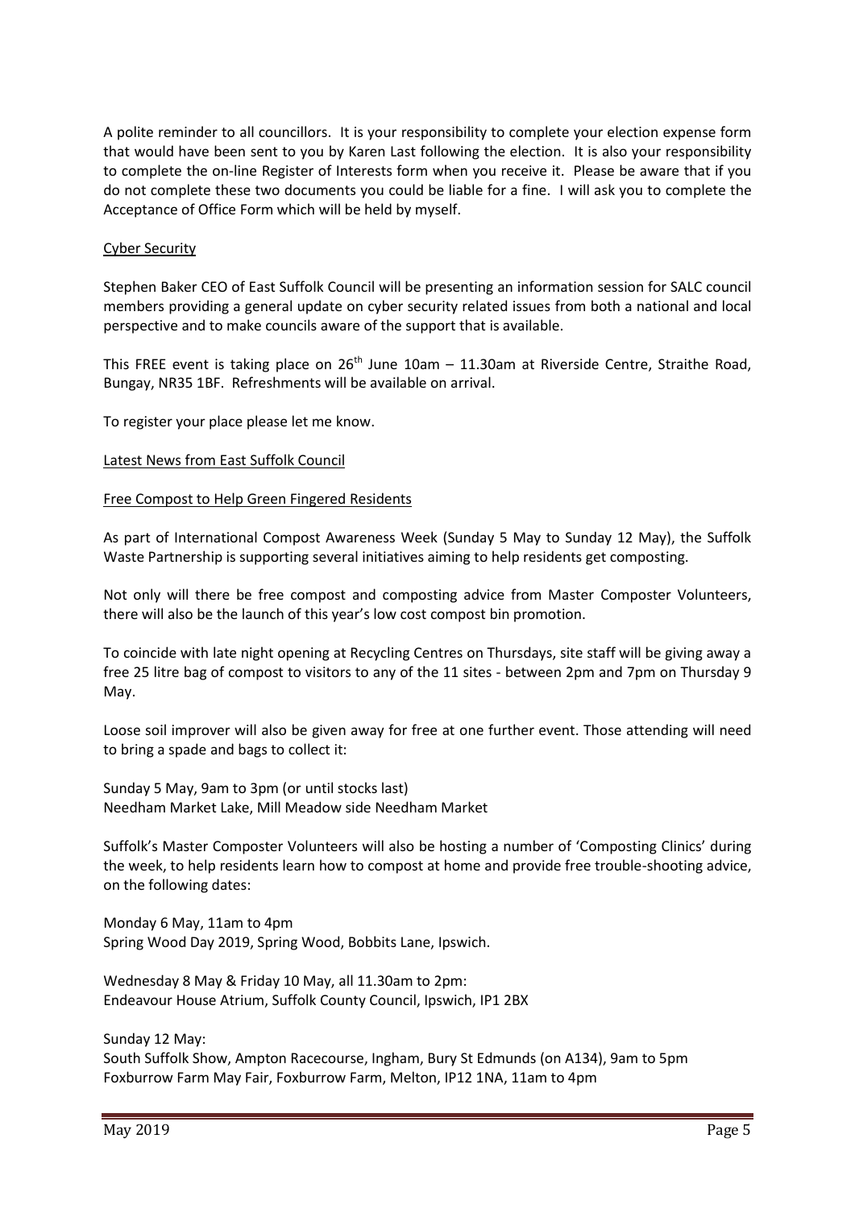A polite reminder to all councillors. It is your responsibility to complete your election expense form that would have been sent to you by Karen Last following the election. It is also your responsibility to complete the on-line Register of Interests form when you receive it. Please be aware that if you do not complete these two documents you could be liable for a fine. I will ask you to complete the Acceptance of Office Form which will be held by myself.

Cyber Security

Stephen Baker CEO of East Suffolk Council will be presenting an information session for SALC council members providing a general update on cyber security related issues from both a national and local perspective and to make councils aware of the support that is available.

This FREE event is taking place on 26th June 10am – 11.30am at Riverside Centre, Straithe Road, Bungay, NR35 1BF. Refreshments will be available on arrival.

To register your place please let me know.

Latest News from East Suffolk Council

Free Compost to Help Green Fingered Residents

As part of International Compost Awareness Week (Sunday 5 May to Sunday 12 May), the Suffolk Waste Partnership is supporting several initiatives aiming to help residents get composting.

Not only will there be free compost and composting advice from Master Composter Volunteers, there will also be the launch of this year's low cost compost bin promotion.

To coincide with late night opening at Recycling Centres on Thursdays, site staff will be giving away a free 25 litre bag of compost to visitors to any of the 11 sites - between 2pm and 7pm on Thursday 9 May.

Loose soil improver will also be given away for free at one further event. Those attending will need to bring a spade and bags to collect it:

Sunday 5 May, 9am to 3pm (or until stocks last)
Needham Market Lake, Mill Meadow side Needham Market

Suffolk's Master Composter Volunteers will also be hosting a number of 'Composting Clinics' during the week, to help residents learn how to compost at home and provide free trouble-shooting advice, on the following dates:

Monday 6 May, 11am to 4pm
Spring Wood Day 2019, Spring Wood, Bobbits Lane, Ipswich.

Wednesday 8 May & Friday 10 May, all 11.30am to 2pm:
Endeavour House Atrium, Suffolk County Council, Ipswich, IP1 2BX

Sunday 12 May:
South Suffolk Show, Ampton Racecourse, Ingham, Bury St Edmunds (on A134), 9am to 5pm
Foxburrow Farm May Fair, Foxburrow Farm, Melton, IP12 1NA, 11am to 4pm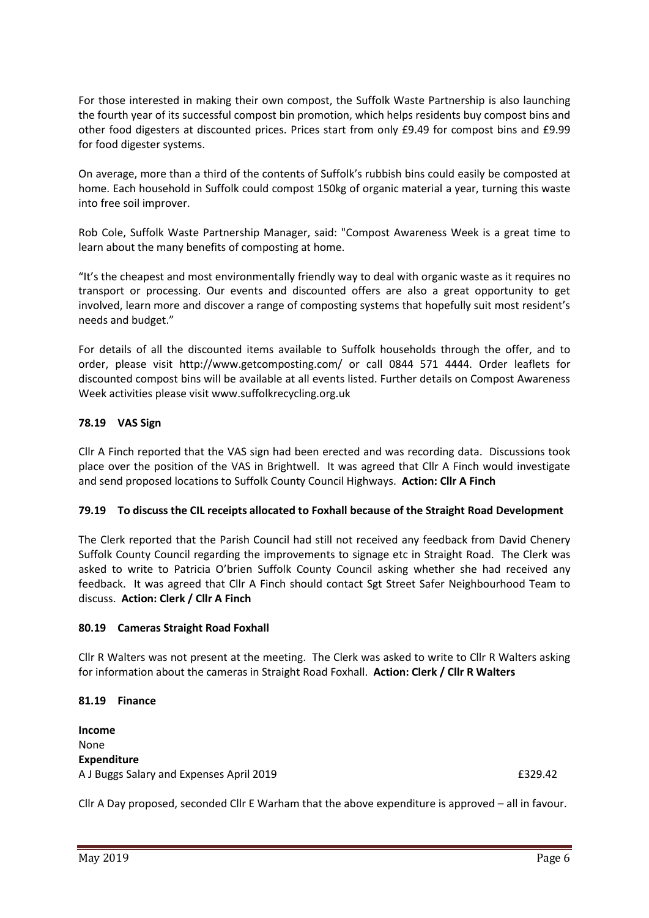For those interested in making their own compost, the Suffolk Waste Partnership is also launching the fourth year of its successful compost bin promotion, which helps residents buy compost bins and other food digesters at discounted prices. Prices start from only £9.49 for compost bins and £9.99 for food digester systems.

On average, more than a third of the contents of Suffolk's rubbish bins could easily be composted at home. Each household in Suffolk could compost 150kg of organic material a year, turning this waste into free soil improver.

Rob Cole, Suffolk Waste Partnership Manager, said: "Compost Awareness Week is a great time to learn about the many benefits of composting at home.

"It's the cheapest and most environmentally friendly way to deal with organic waste as it requires no transport or processing. Our events and discounted offers are also a great opportunity to get involved, learn more and discover a range of composting systems that hopefully suit most resident's needs and budget."

For details of all the discounted items available to Suffolk households through the offer, and to order, please visit http://www.getcomposting.com/ or call 0844 571 4444. Order leaflets for discounted compost bins will be available at all events listed. Further details on Compost Awareness Week activities please visit www.suffolkrecycling.org.uk

**78.19 VAS Sign**

Cllr A Finch reported that the VAS sign had been erected and was recording data. Discussions took place over the position of the VAS in Brightwell. It was agreed that Cllr A Finch would investigate and send proposed locations to Suffolk County Council Highways. **Action: Cllr A Finch**

**79.19 To discuss the CIL receipts allocated to Foxhall because of the Straight Road Development**

The Clerk reported that the Parish Council had still not received any feedback from David Chenery Suffolk County Council regarding the improvements to signage etc in Straight Road. The Clerk was asked to write to Patricia O'brien Suffolk County Council asking whether she had received any feedback. It was agreed that Cllr A Finch should contact Sgt Street Safer Neighbourhood Team to discuss. **Action: Clerk / Cllr A Finch**

**80.19 Cameras Straight Road Foxhall**

Cllr R Walters was not present at the meeting. The Clerk was asked to write to Cllr R Walters asking for information about the cameras in Straight Road Foxhall. **Action: Clerk / Cllr R Walters**

**81.19 Finance**

**Income**
None
**Expenditure**

| | |
|---|---|
| A J Buggs Salary and Expenses April 2019 | £329.42 |

Cllr A Day proposed, seconded Cllr E Warham that the above expenditure is approved – all in favour.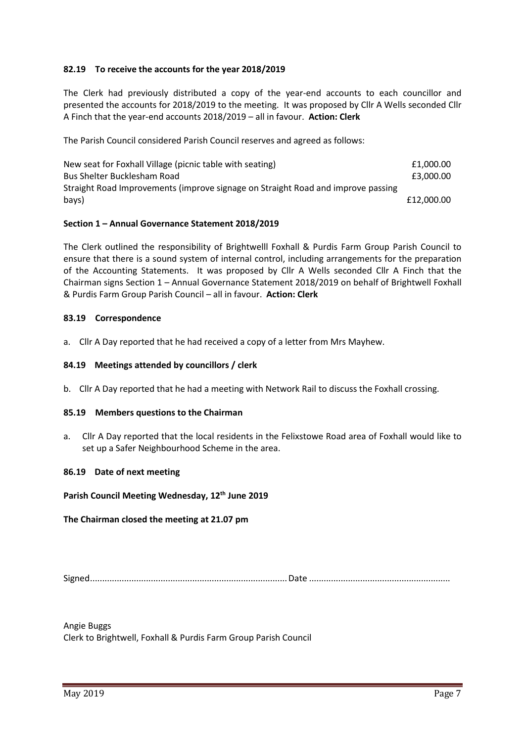**82.19 To receive the accounts for the year 2018/2019**

The Clerk had previously distributed a copy of the year-end accounts to each councillor and presented the accounts for 2018/2019 to the meeting. It was proposed by Cllr A Wells seconded Cllr A Finch that the year-end accounts 2018/2019 – all in favour. **Action: Clerk**

The Parish Council considered Parish Council reserves and agreed as follows:

| | |
|---|---|
| New seat for Foxhall Village (picnic table with seating) | £1,000.00 |
| Bus Shelter Bucklesham Road | £3,000.00 |
| Straight Road Improvements (improve signage on Straight Road and improve passing bays) | £12,000.00 |

**Section 1 – Annual Governance Statement 2018/2019**

The Clerk outlined the responsibility of Brightwelll Foxhall & Purdis Farm Group Parish Council to ensure that there is a sound system of internal control, including arrangements for the preparation of the Accounting Statements. It was proposed by Cllr A Wells seconded Cllr A Finch that the Chairman signs Section 1 – Annual Governance Statement 2018/2019 on behalf of Brightwell Foxhall & Purdis Farm Group Parish Council – all in favour. **Action: Clerk**

**83.19 Correspondence**

a. Cllr A Day reported that he had received a copy of a letter from Mrs Mayhew.

**84.19 Meetings attended by councillors / clerk**

b. Cllr A Day reported that he had a meeting with Network Rail to discuss the Foxhall crossing.

**85.19 Members questions to the Chairman**

a. Cllr A Day reported that the local residents in the Felixstowe Road area of Foxhall would like to set up a Safer Neighbourhood Scheme in the area.

**86.19 Date of next meeting**

**Parish Council Meeting Wednesday, 12th June 2019**

**The Chairman closed the meeting at 21.07 pm**

Signed................................................................................ Date ..........................................................

Angie Buggs
Clerk to Brightwell, Foxhall & Purdis Farm Group Parish Council